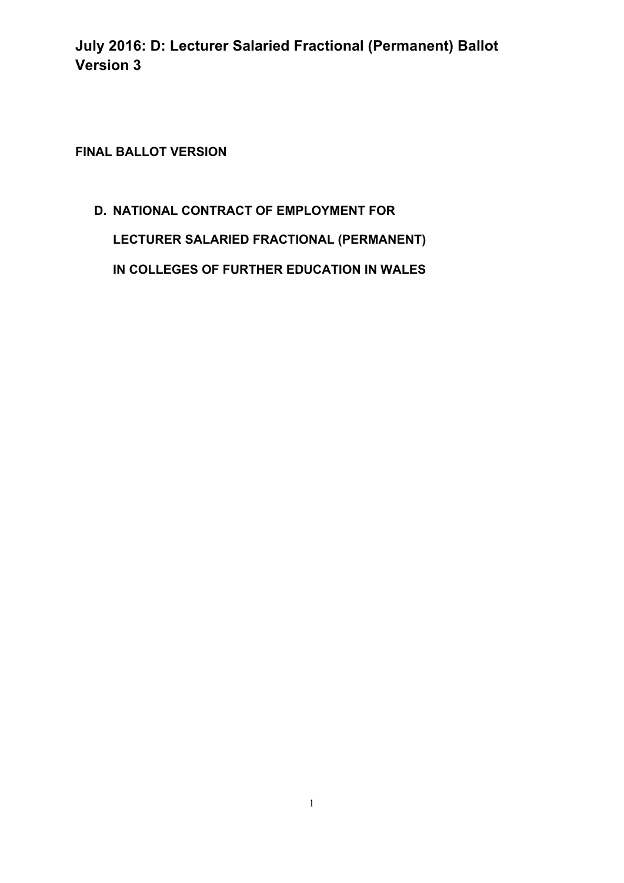# July 2016: D: Lecturer Salaried Fractional (Permanent) Ballot Version 3

**FINAL BALLOT VERSION**

## D. NATIONAL CONTRACT OF EMPLOYMENT FOR LECTURER SALARIED FRACTIONAL (PERMANENT) IN COLLEGES OF FURTHER EDUCATION IN WALES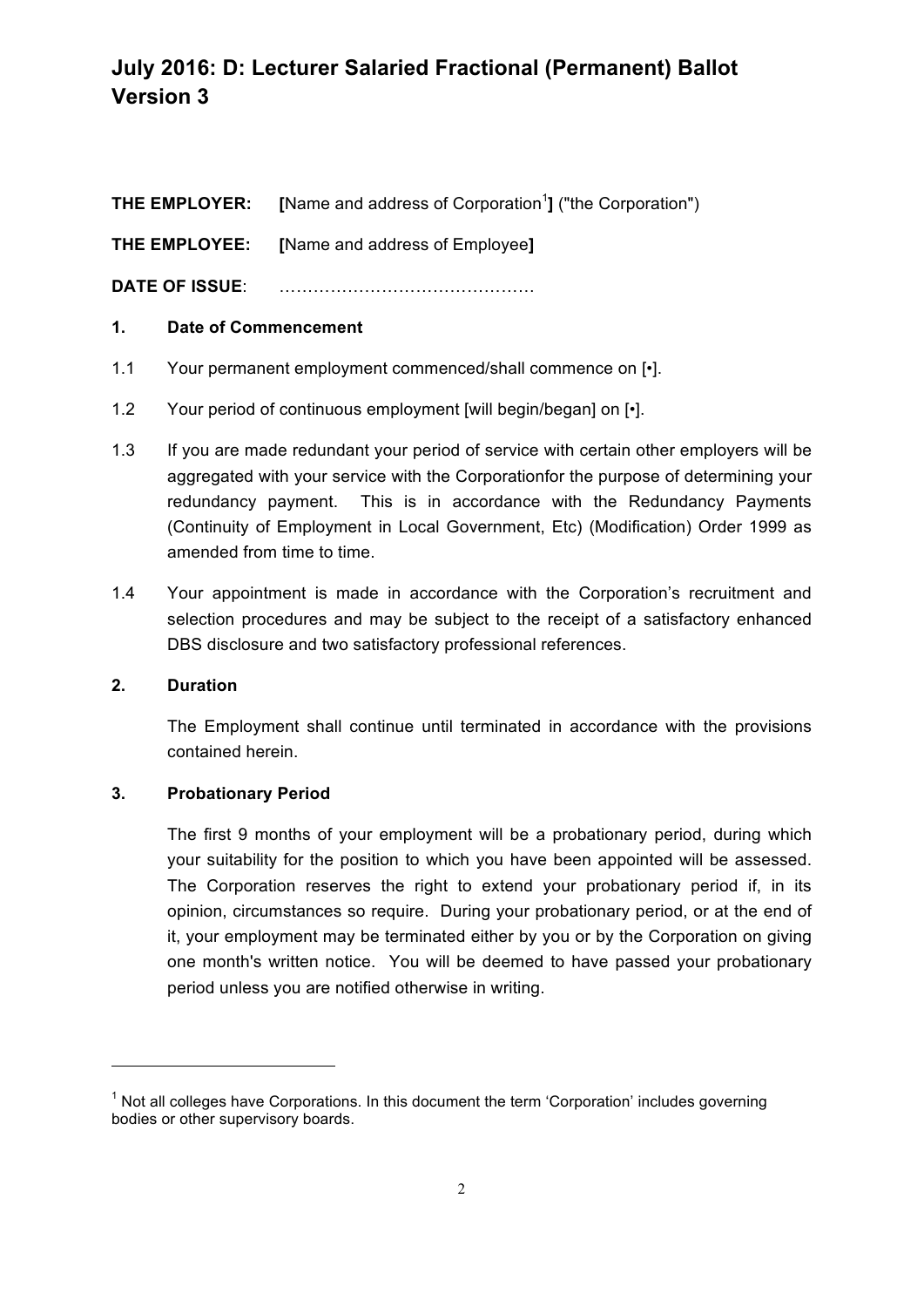# July 2016: D: Lecturer Salaried Fractional (Permanent) Ballot Version 3

**THE EMPLOYER:** **[**Name and address of Corporation[1]**]** ("the Corporation")

**THE EMPLOYEE:** **[**Name and address of Employee**]**

**DATE OF ISSUE**: ………………………………………

**1. Date of Commencement**

1.1 Your permanent employment commenced/shall commence on [•].

1.2 Your period of continuous employment [will begin/began] on [•].

1.3 If you are made redundant your period of service with certain other employers will be aggregated with your service with the Corporationfor the purpose of determining your redundancy payment. This is in accordance with the Redundancy Payments (Continuity of Employment in Local Government, Etc) (Modification) Order 1999 as amended from time to time.

1.4 Your appointment is made in accordance with the Corporation's recruitment and selection procedures and may be subject to the receipt of a satisfactory enhanced DBS disclosure and two satisfactory professional references.

**2. Duration**

The Employment shall continue until terminated in accordance with the provisions contained herein.

**3. Probationary Period**

The first 9 months of your employment will be a probationary period, during which your suitability for the position to which you have been appointed will be assessed. The Corporation reserves the right to extend your probationary period if, in its opinion, circumstances so require. During your probationary period, or at the end of it, your employment may be terminated either by you or by the Corporation on giving one month's written notice. You will be deemed to have passed your probationary period unless you are notified otherwise in writing.

---

[1] Not all colleges have Corporations. In this document the term 'Corporation' includes governing bodies or other supervisory boards.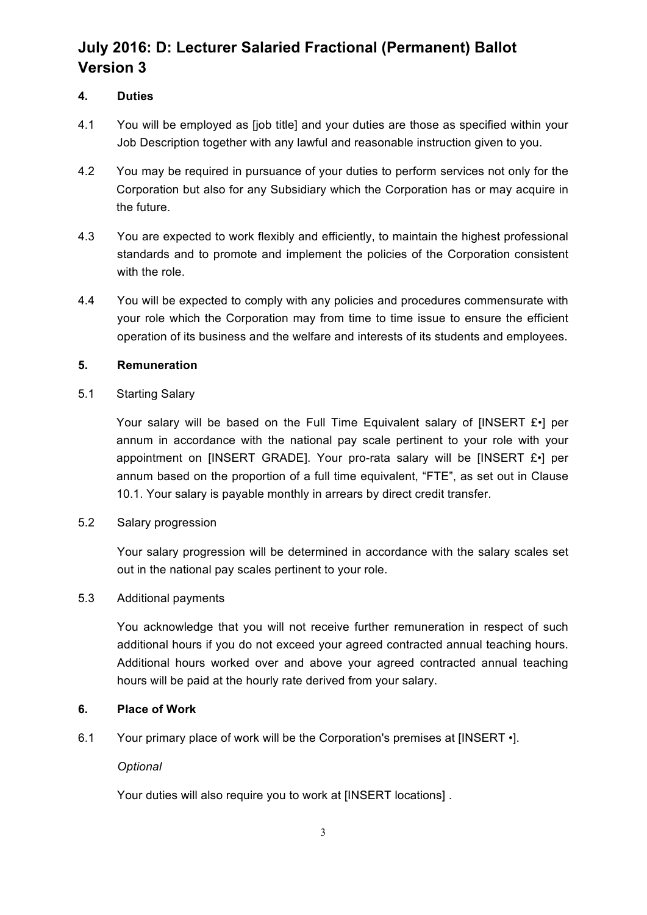# July 2016: D: Lecturer Salaried Fractional (Permanent) Ballot Version 3

## 4. Duties

4.1 You will be employed as [job title] and your duties are those as specified within your Job Description together with any lawful and reasonable instruction given to you.

4.2 You may be required in pursuance of your duties to perform services not only for the Corporation but also for any Subsidiary which the Corporation has or may acquire in the future.

4.3 You are expected to work flexibly and efficiently, to maintain the highest professional standards and to promote and implement the policies of the Corporation consistent with the role.

4.4 You will be expected to comply with any policies and procedures commensurate with your role which the Corporation may from time to time issue to ensure the efficient operation of its business and the welfare and interests of its students and employees.

## 5. Remuneration

5.1 Starting Salary

Your salary will be based on the Full Time Equivalent salary of [INSERT £•] per annum in accordance with the national pay scale pertinent to your role with your appointment on [INSERT GRADE]. Your pro-rata salary will be [INSERT £•] per annum based on the proportion of a full time equivalent, "FTE", as set out in Clause 10.1. Your salary is payable monthly in arrears by direct credit transfer.

5.2 Salary progression

Your salary progression will be determined in accordance with the salary scales set out in the national pay scales pertinent to your role.

5.3 Additional payments

You acknowledge that you will not receive further remuneration in respect of such additional hours if you do not exceed your agreed contracted annual teaching hours. Additional hours worked over and above your agreed contracted annual teaching hours will be paid at the hourly rate derived from your salary.

## 6. Place of Work

6.1 Your primary place of work will be the Corporation's premises at [INSERT •].

*Optional*

Your duties will also require you to work at [INSERT locations] .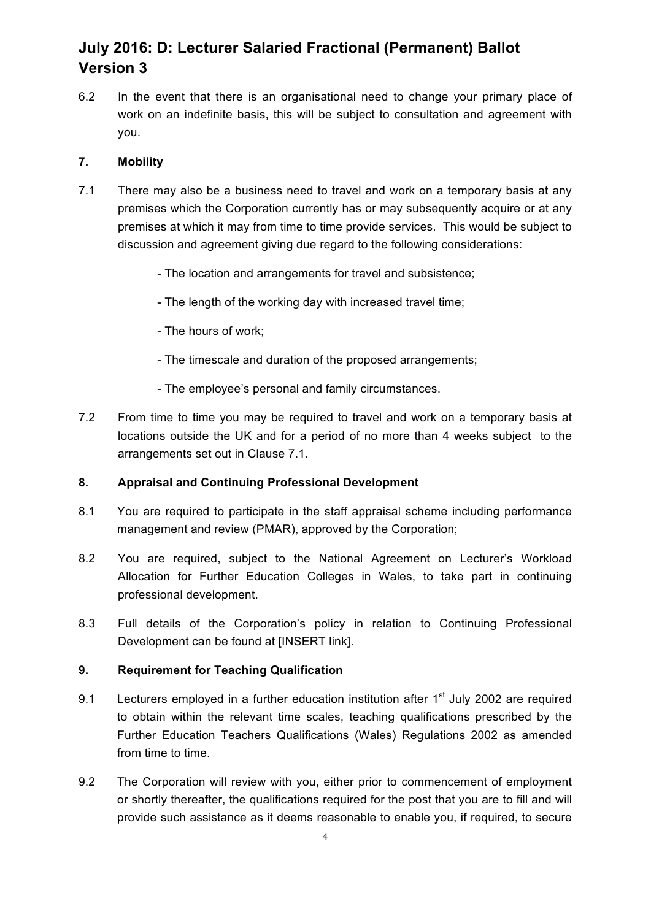6.2 In the event that there is an organisational need to change your primary place of work on an indefinite basis, this will be subject to consultation and agreement with you.

## 7. Mobility

7.1 There may also be a business need to travel and work on a temporary basis at any premises which the Corporation currently has or may subsequently acquire or at any premises at which it may from time to time provide services. This would be subject to discussion and agreement giving due regard to the following considerations:

- The location and arrangements for travel and subsistence;
- The length of the working day with increased travel time;
- The hours of work;
- The timescale and duration of the proposed arrangements;
- The employee's personal and family circumstances.

7.2 From time to time you may be required to travel and work on a temporary basis at locations outside the UK and for a period of no more than 4 weeks subject to the arrangements set out in Clause 7.1.

## 8. Appraisal and Continuing Professional Development

8.1 You are required to participate in the staff appraisal scheme including performance management and review (PMAR), approved by the Corporation;

8.2 You are required, subject to the National Agreement on Lecturer's Workload Allocation for Further Education Colleges in Wales, to take part in continuing professional development.

8.3 Full details of the Corporation's policy in relation to Continuing Professional Development can be found at [INSERT link].

## 9. Requirement for Teaching Qualification

9.1 Lecturers employed in a further education institution after 1st July 2002 are required to obtain within the relevant time scales, teaching qualifications prescribed by the Further Education Teachers Qualifications (Wales) Regulations 2002 as amended from time to time.

9.2 The Corporation will review with you, either prior to commencement of employment or shortly thereafter, the qualifications required for the post that you are to fill and will provide such assistance as it deems reasonable to enable you, if required, to secure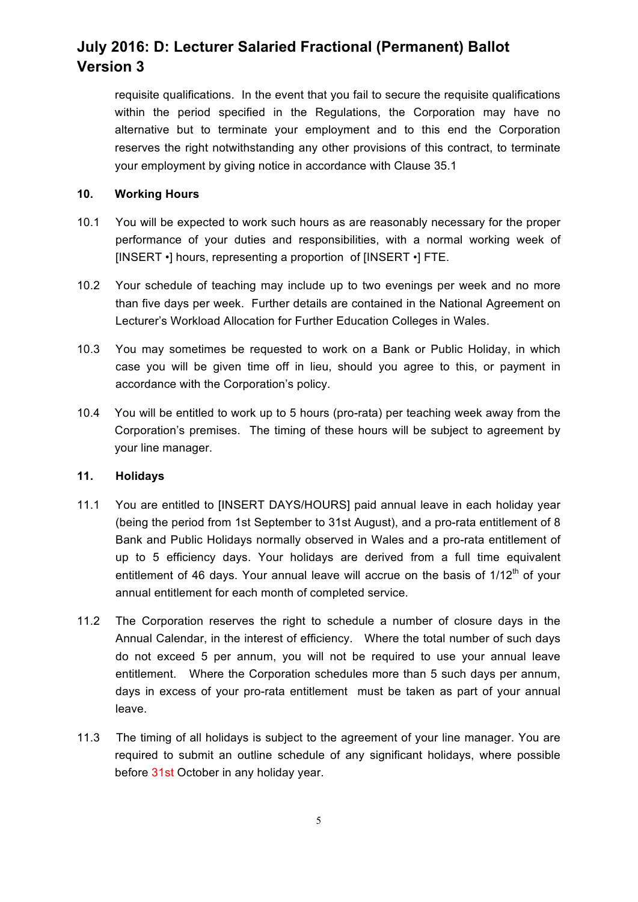requisite qualifications. In the event that you fail to secure the requisite qualifications within the period specified in the Regulations, the Corporation may have no alternative but to terminate your employment and to this end the Corporation reserves the right notwithstanding any other provisions of this contract, to terminate your employment by giving notice in accordance with Clause 35.1

## 10. Working Hours

10.1 You will be expected to work such hours as are reasonably necessary for the proper performance of your duties and responsibilities, with a normal working week of [INSERT •] hours, representing a proportion of [INSERT •] FTE.

10.2 Your schedule of teaching may include up to two evenings per week and no more than five days per week. Further details are contained in the National Agreement on Lecturer's Workload Allocation for Further Education Colleges in Wales.

10.3 You may sometimes be requested to work on a Bank or Public Holiday, in which case you will be given time off in lieu, should you agree to this, or payment in accordance with the Corporation's policy.

10.4 You will be entitled to work up to 5 hours (pro-rata) per teaching week away from the Corporation's premises. The timing of these hours will be subject to agreement by your line manager.

## 11. Holidays

11.1 You are entitled to [INSERT DAYS/HOURS] paid annual leave in each holiday year (being the period from 1st September to 31st August), and a pro-rata entitlement of 8 Bank and Public Holidays normally observed in Wales and a pro-rata entitlement of up to 5 efficiency days. Your holidays are derived from a full time equivalent entitlement of 46 days. Your annual leave will accrue on the basis of 1/12th of your annual entitlement for each month of completed service.

11.2 The Corporation reserves the right to schedule a number of closure days in the Annual Calendar, in the interest of efficiency. Where the total number of such days do not exceed 5 per annum, you will not be required to use your annual leave entitlement. Where the Corporation schedules more than 5 such days per annum, days in excess of your pro-rata entitlement must be taken as part of your annual leave.

11.3 The timing of all holidays is subject to the agreement of your line manager. You are required to submit an outline schedule of any significant holidays, where possible before 31st October in any holiday year.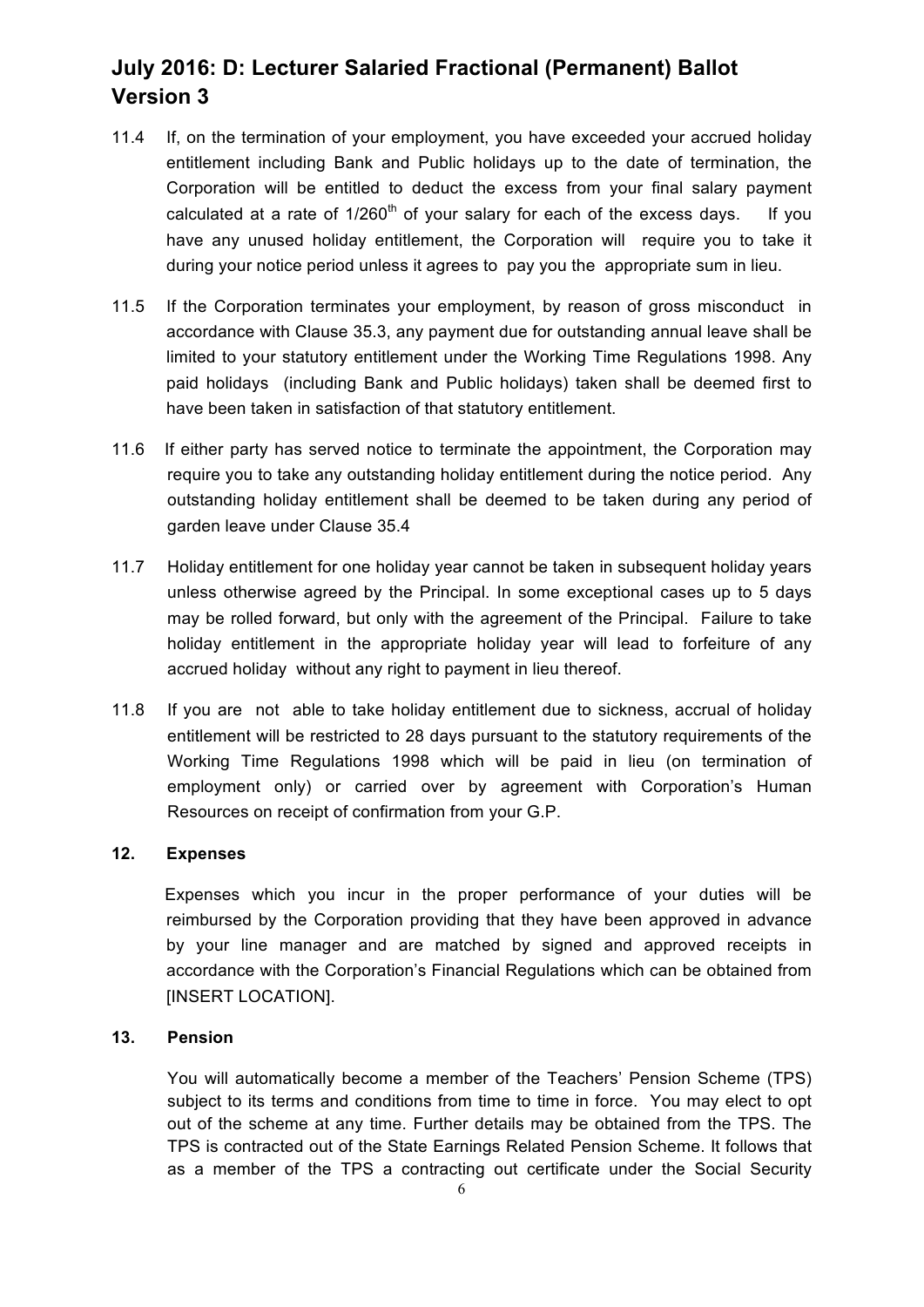11.4 If, on the termination of your employment, you have exceeded your accrued holiday entitlement including Bank and Public holidays up to the date of termination, the Corporation will be entitled to deduct the excess from your final salary payment calculated at a rate of $1/260^{th}$ of your salary for each of the excess days. If you have any unused holiday entitlement, the Corporation will require you to take it during your notice period unless it agrees to pay you the appropriate sum in lieu.

11.5 If the Corporation terminates your employment, by reason of gross misconduct in accordance with Clause 35.3, any payment due for outstanding annual leave shall be limited to your statutory entitlement under the Working Time Regulations 1998. Any paid holidays (including Bank and Public holidays) taken shall be deemed first to have been taken in satisfaction of that statutory entitlement.

11.6 If either party has served notice to terminate the appointment, the Corporation may require you to take any outstanding holiday entitlement during the notice period. Any outstanding holiday entitlement shall be deemed to be taken during any period of garden leave under Clause 35.4

11.7 Holiday entitlement for one holiday year cannot be taken in subsequent holiday years unless otherwise agreed by the Principal. In some exceptional cases up to 5 days may be rolled forward, but only with the agreement of the Principal. Failure to take holiday entitlement in the appropriate holiday year will lead to forfeiture of any accrued holiday without any right to payment in lieu thereof.

11.8 If you are not able to take holiday entitlement due to sickness, accrual of holiday entitlement will be restricted to 28 days pursuant to the statutory requirements of the Working Time Regulations 1998 which will be paid in lieu (on termination of employment only) or carried over by agreement with Corporation's Human Resources on receipt of confirmation from your G.P.

## 12. Expenses

Expenses which you incur in the proper performance of your duties will be reimbursed by the Corporation providing that they have been approved in advance by your line manager and are matched by signed and approved receipts in accordance with the Corporation's Financial Regulations which can be obtained from [INSERT LOCATION].

## 13. Pension

You will automatically become a member of the Teachers' Pension Scheme (TPS) subject to its terms and conditions from time to time in force. You may elect to opt out of the scheme at any time. Further details may be obtained from the TPS. The TPS is contracted out of the State Earnings Related Pension Scheme. It follows that as a member of the TPS a contracting out certificate under the Social Security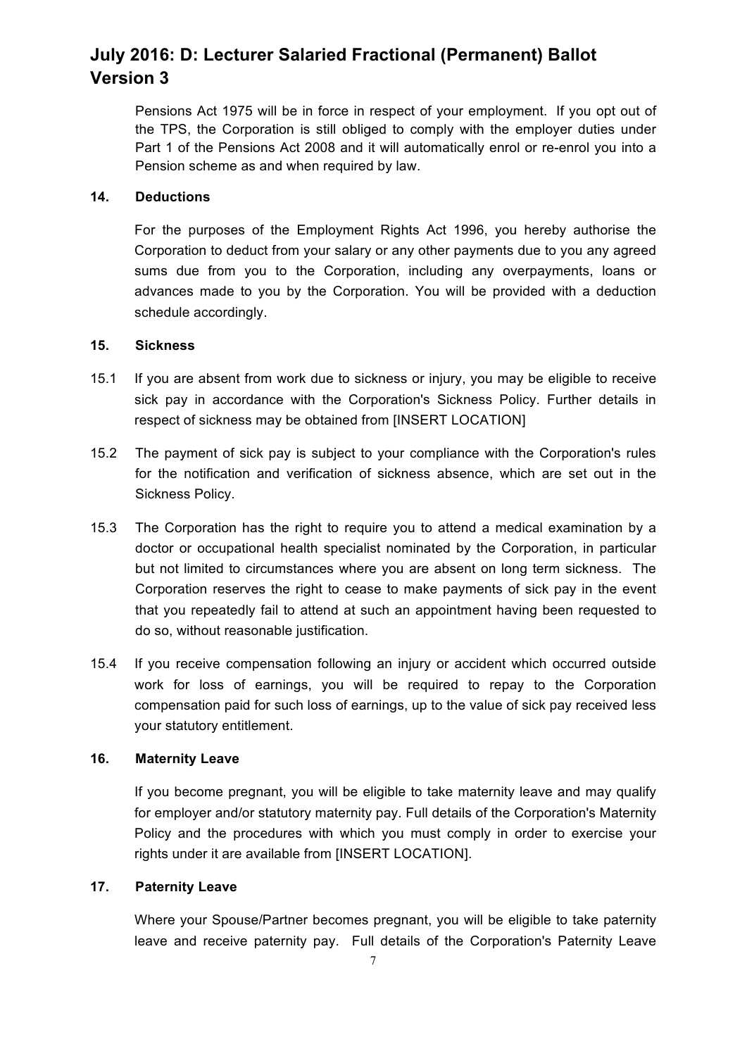Pensions Act 1975 will be in force in respect of your employment. If you opt out of the TPS, the Corporation is still obliged to comply with the employer duties under Part 1 of the Pensions Act 2008 and it will automatically enrol or re-enrol you into a Pension scheme as and when required by law.

## 14. Deductions

For the purposes of the Employment Rights Act 1996, you hereby authorise the Corporation to deduct from your salary or any other payments due to you any agreed sums due from you to the Corporation, including any overpayments, loans or advances made to you by the Corporation. You will be provided with a deduction schedule accordingly.

## 15. Sickness

15.1 If you are absent from work due to sickness or injury, you may be eligible to receive sick pay in accordance with the Corporation's Sickness Policy. Further details in respect of sickness may be obtained from [INSERT LOCATION]

15.2 The payment of sick pay is subject to your compliance with the Corporation's rules for the notification and verification of sickness absence, which are set out in the Sickness Policy.

15.3 The Corporation has the right to require you to attend a medical examination by a doctor or occupational health specialist nominated by the Corporation, in particular but not limited to circumstances where you are absent on long term sickness. The Corporation reserves the right to cease to make payments of sick pay in the event that you repeatedly fail to attend at such an appointment having been requested to do so, without reasonable justification.

15.4 If you receive compensation following an injury or accident which occurred outside work for loss of earnings, you will be required to repay to the Corporation compensation paid for such loss of earnings, up to the value of sick pay received less your statutory entitlement.

## 16. Maternity Leave

If you become pregnant, you will be eligible to take maternity leave and may qualify for employer and/or statutory maternity pay. Full details of the Corporation's Maternity Policy and the procedures with which you must comply in order to exercise your rights under it are available from [INSERT LOCATION].

## 17. Paternity Leave

Where your Spouse/Partner becomes pregnant, you will be eligible to take paternity leave and receive paternity pay. Full details of the Corporation's Paternity Leave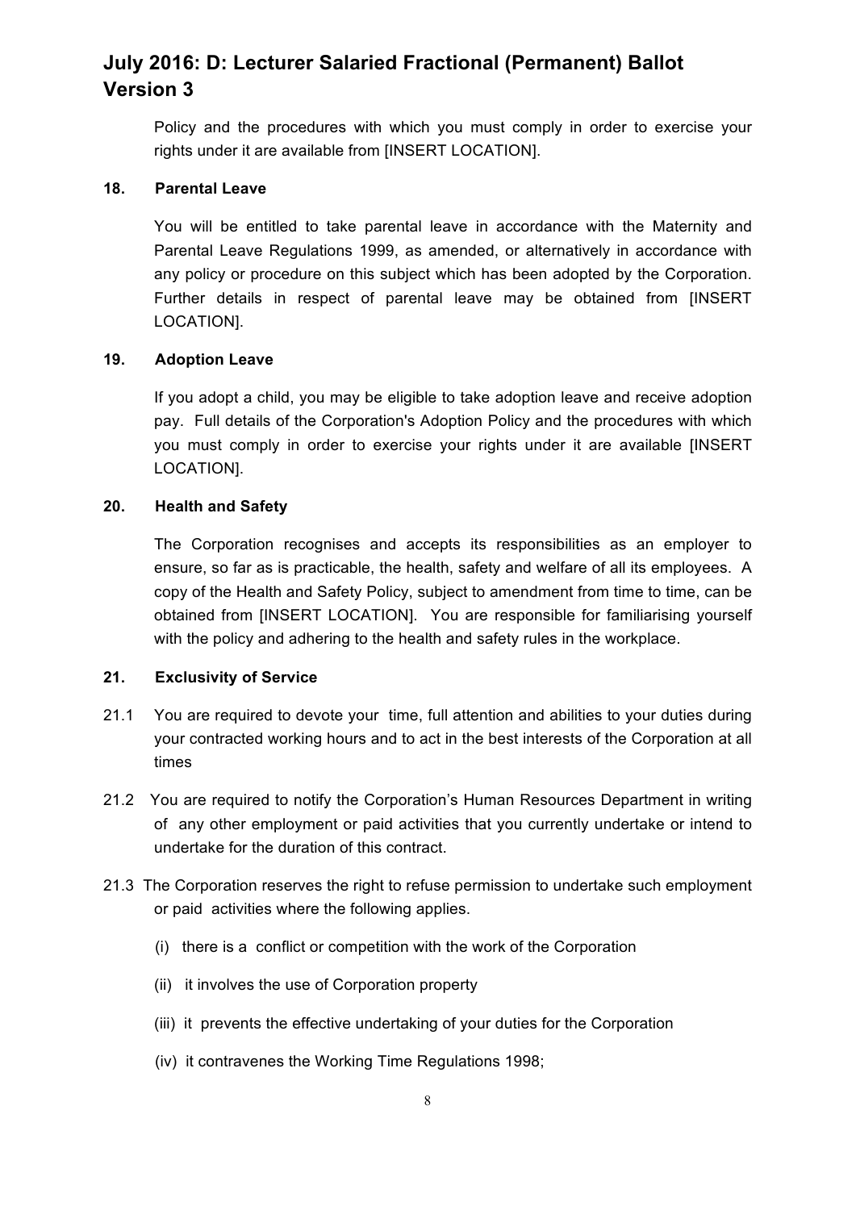Policy and the procedures with which you must comply in order to exercise your rights under it are available from [INSERT LOCATION].

**18. Parental Leave**

You will be entitled to take parental leave in accordance with the Maternity and Parental Leave Regulations 1999, as amended, or alternatively in accordance with any policy or procedure on this subject which has been adopted by the Corporation. Further details in respect of parental leave may be obtained from [INSERT LOCATION].

**19. Adoption Leave**

If you adopt a child, you may be eligible to take adoption leave and receive adoption pay. Full details of the Corporation's Adoption Policy and the procedures with which you must comply in order to exercise your rights under it are available [INSERT LOCATION].

**20. Health and Safety**

The Corporation recognises and accepts its responsibilities as an employer to ensure, so far as is practicable, the health, safety and welfare of all its employees. A copy of the Health and Safety Policy, subject to amendment from time to time, can be obtained from [INSERT LOCATION]. You are responsible for familiarising yourself with the policy and adhering to the health and safety rules in the workplace.

**21. Exclusivity of Service**

21.1 You are required to devote your time, full attention and abilities to your duties during your contracted working hours and to act in the best interests of the Corporation at all times

21.2 You are required to notify the Corporation's Human Resources Department in writing of any other employment or paid activities that you currently undertake or intend to undertake for the duration of this contract.

21.3 The Corporation reserves the right to refuse permission to undertake such employment or paid activities where the following applies.

(i) there is a conflict or competition with the work of the Corporation

(ii) it involves the use of Corporation property

(iii) it prevents the effective undertaking of your duties for the Corporation

(iv) it contravenes the Working Time Regulations 1998;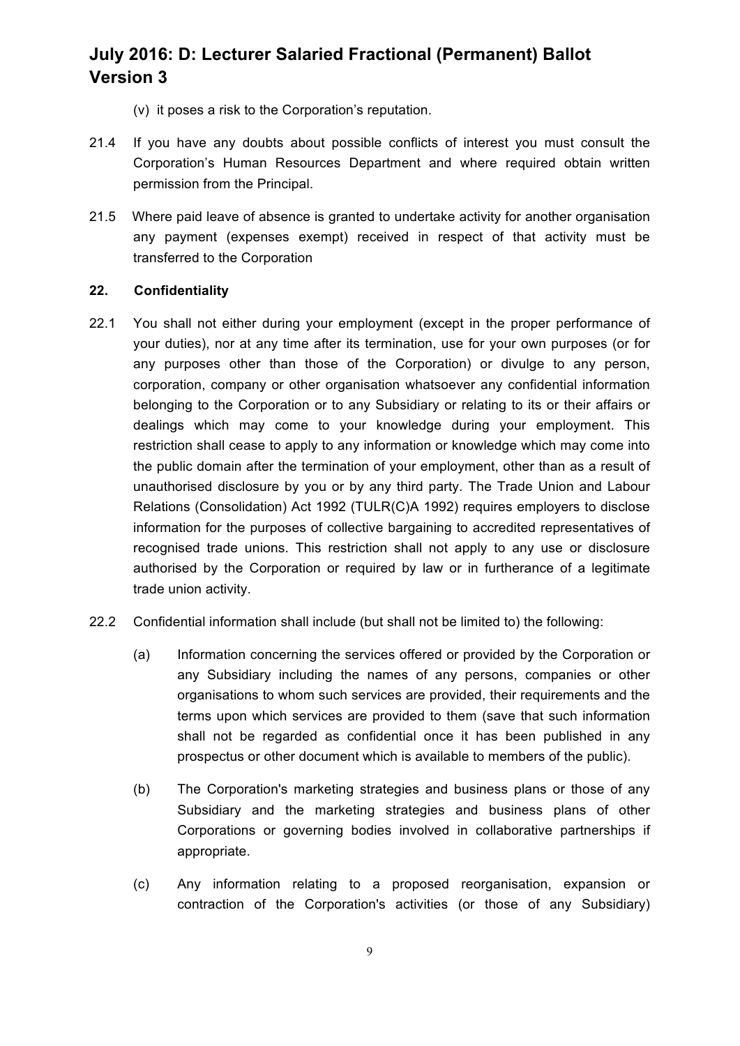(v) it poses a risk to the Corporation's reputation.

21.4 If you have any doubts about possible conflicts of interest you must consult the Corporation's Human Resources Department and where required obtain written permission from the Principal.

21.5 Where paid leave of absence is granted to undertake activity for another organisation any payment (expenses exempt) received in respect of that activity must be transferred to the Corporation

**22. Confidentiality**

22.1 You shall not either during your employment (except in the proper performance of your duties), nor at any time after its termination, use for your own purposes (or for any purposes other than those of the Corporation) or divulge to any person, corporation, company or other organisation whatsoever any confidential information belonging to the Corporation or to any Subsidiary or relating to its or their affairs or dealings which may come to your knowledge during your employment. This restriction shall cease to apply to any information or knowledge which may come into the public domain after the termination of your employment, other than as a result of unauthorised disclosure by you or by any third party. The Trade Union and Labour Relations (Consolidation) Act 1992 (TULR(C)A 1992) requires employers to disclose information for the purposes of collective bargaining to accredited representatives of recognised trade unions. This restriction shall not apply to any use or disclosure authorised by the Corporation or required by law or in furtherance of a legitimate trade union activity.

22.2 Confidential information shall include (but shall not be limited to) the following:

(a) Information concerning the services offered or provided by the Corporation or any Subsidiary including the names of any persons, companies or other organisations to whom such services are provided, their requirements and the terms upon which services are provided to them (save that such information shall not be regarded as confidential once it has been published in any prospectus or other document which is available to members of the public).

(b) The Corporation's marketing strategies and business plans or those of any Subsidiary and the marketing strategies and business plans of other Corporations or governing bodies involved in collaborative partnerships if appropriate.

(c) Any information relating to a proposed reorganisation, expansion or contraction of the Corporation's activities (or those of any Subsidiary)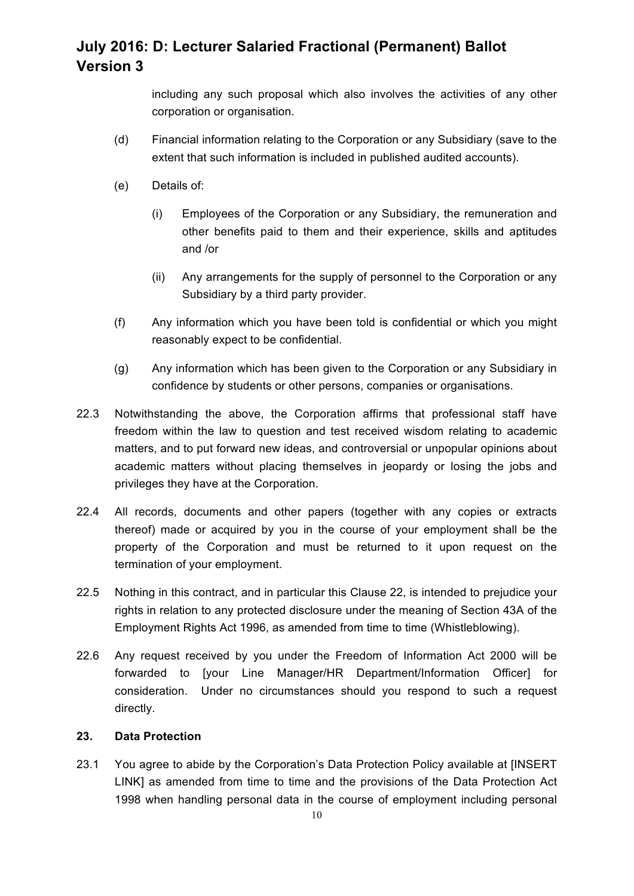including any such proposal which also involves the activities of any other corporation or organisation.

(d) Financial information relating to the Corporation or any Subsidiary (save to the extent that such information is included in published audited accounts).

(e) Details of:

(i) Employees of the Corporation or any Subsidiary, the remuneration and other benefits paid to them and their experience, skills and aptitudes and /or

(ii) Any arrangements for the supply of personnel to the Corporation or any Subsidiary by a third party provider.

(f) Any information which you have been told is confidential or which you might reasonably expect to be confidential.

(g) Any information which has been given to the Corporation or any Subsidiary in confidence by students or other persons, companies or organisations.

22.3 Notwithstanding the above, the Corporation affirms that professional staff have freedom within the law to question and test received wisdom relating to academic matters, and to put forward new ideas, and controversial or unpopular opinions about academic matters without placing themselves in jeopardy or losing the jobs and privileges they have at the Corporation.

22.4 All records, documents and other papers (together with any copies or extracts thereof) made or acquired by you in the course of your employment shall be the property of the Corporation and must be returned to it upon request on the termination of your employment.

22.5 Nothing in this contract, and in particular this Clause 22, is intended to prejudice your rights in relation to any protected disclosure under the meaning of Section 43A of the Employment Rights Act 1996, as amended from time to time (Whistleblowing).

22.6 Any request received by you under the Freedom of Information Act 2000 will be forwarded to [your Line Manager/HR Department/Information Officer] for consideration. Under no circumstances should you respond to such a request directly.

**23. Data Protection**

23.1 You agree to abide by the Corporation's Data Protection Policy available at [INSERT LINK] as amended from time to time and the provisions of the Data Protection Act 1998 when handling personal data in the course of employment including personal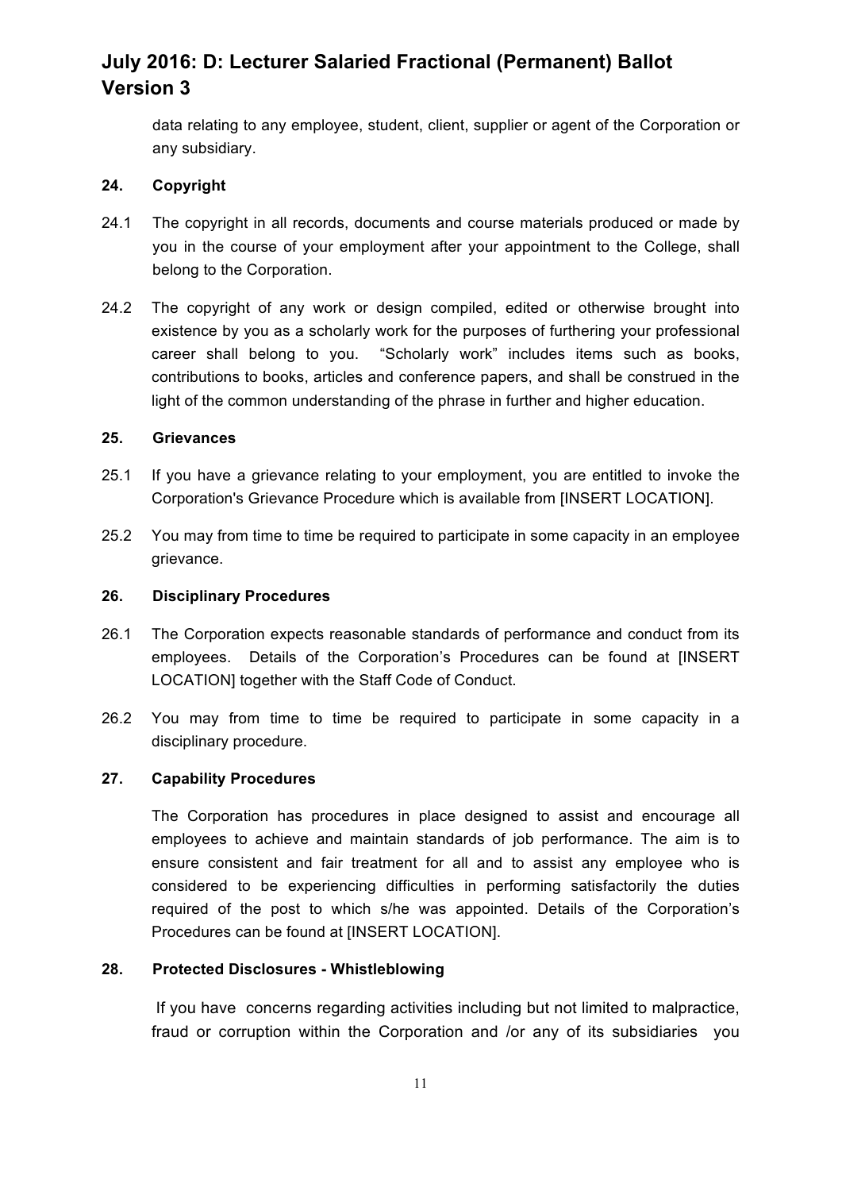data relating to any employee, student, client, supplier or agent of the Corporation or any subsidiary.

**24. Copyright**

24.1 The copyright in all records, documents and course materials produced or made by you in the course of your employment after your appointment to the College, shall belong to the Corporation.

24.2 The copyright of any work or design compiled, edited or otherwise brought into existence by you as a scholarly work for the purposes of furthering your professional career shall belong to you. "Scholarly work" includes items such as books, contributions to books, articles and conference papers, and shall be construed in the light of the common understanding of the phrase in further and higher education.

**25. Grievances**

25.1 If you have a grievance relating to your employment, you are entitled to invoke the Corporation's Grievance Procedure which is available from [INSERT LOCATION].

25.2 You may from time to time be required to participate in some capacity in an employee grievance.

**26. Disciplinary Procedures**

26.1 The Corporation expects reasonable standards of performance and conduct from its employees. Details of the Corporation's Procedures can be found at [INSERT LOCATION] together with the Staff Code of Conduct.

26.2 You may from time to time be required to participate in some capacity in a disciplinary procedure.

**27. Capability Procedures**

The Corporation has procedures in place designed to assist and encourage all employees to achieve and maintain standards of job performance. The aim is to ensure consistent and fair treatment for all and to assist any employee who is considered to be experiencing difficulties in performing satisfactorily the duties required of the post to which s/he was appointed. Details of the Corporation's Procedures can be found at [INSERT LOCATION].

**28. Protected Disclosures - Whistleblowing**

If you have concerns regarding activities including but not limited to malpractice, fraud or corruption within the Corporation and /or any of its subsidiaries you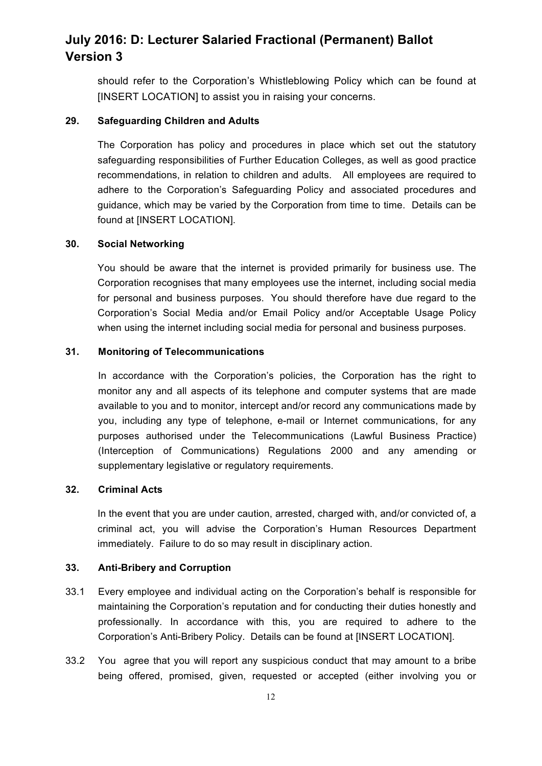should refer to the Corporation's Whistleblowing Policy which can be found at [INSERT LOCATION] to assist you in raising your concerns.

**29. Safeguarding Children and Adults**

The Corporation has policy and procedures in place which set out the statutory safeguarding responsibilities of Further Education Colleges, as well as good practice recommendations, in relation to children and adults. All employees are required to adhere to the Corporation's Safeguarding Policy and associated procedures and guidance, which may be varied by the Corporation from time to time. Details can be found at [INSERT LOCATION].

**30. Social Networking**

You should be aware that the internet is provided primarily for business use. The Corporation recognises that many employees use the internet, including social media for personal and business purposes. You should therefore have due regard to the Corporation's Social Media and/or Email Policy and/or Acceptable Usage Policy when using the internet including social media for personal and business purposes.

**31. Monitoring of Telecommunications**

In accordance with the Corporation's policies, the Corporation has the right to monitor any and all aspects of its telephone and computer systems that are made available to you and to monitor, intercept and/or record any communications made by you, including any type of telephone, e-mail or Internet communications, for any purposes authorised under the Telecommunications (Lawful Business Practice) (Interception of Communications) Regulations 2000 and any amending or supplementary legislative or regulatory requirements.

**32. Criminal Acts**

In the event that you are under caution, arrested, charged with, and/or convicted of, a criminal act, you will advise the Corporation's Human Resources Department immediately. Failure to do so may result in disciplinary action.

**33. Anti-Bribery and Corruption**

33.1 Every employee and individual acting on the Corporation's behalf is responsible for maintaining the Corporation's reputation and for conducting their duties honestly and professionally. In accordance with this, you are required to adhere to the Corporation's Anti-Bribery Policy. Details can be found at [INSERT LOCATION].

33.2 You agree that you will report any suspicious conduct that may amount to a bribe being offered, promised, given, requested or accepted (either involving you or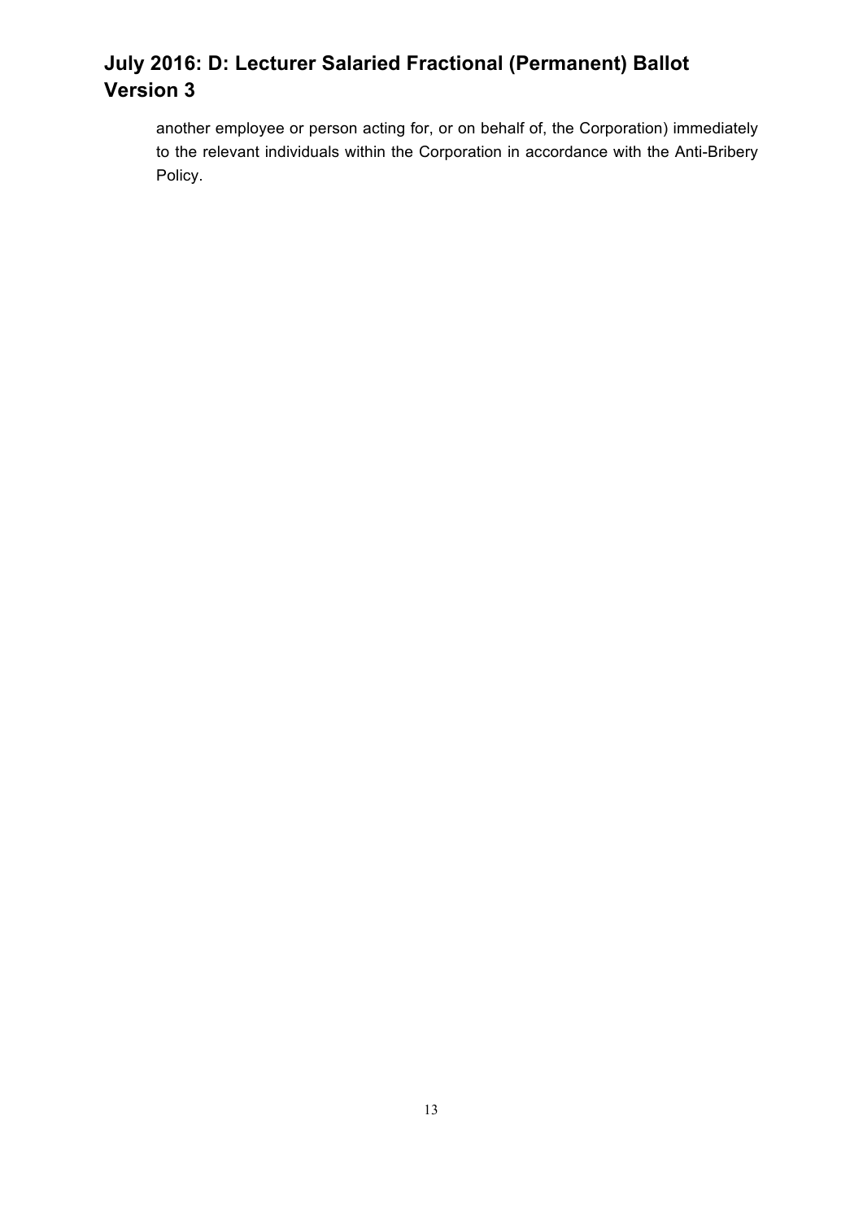another employee or person acting for, or on behalf of, the Corporation) immediately to the relevant individuals within the Corporation in accordance with the Anti-Bribery Policy.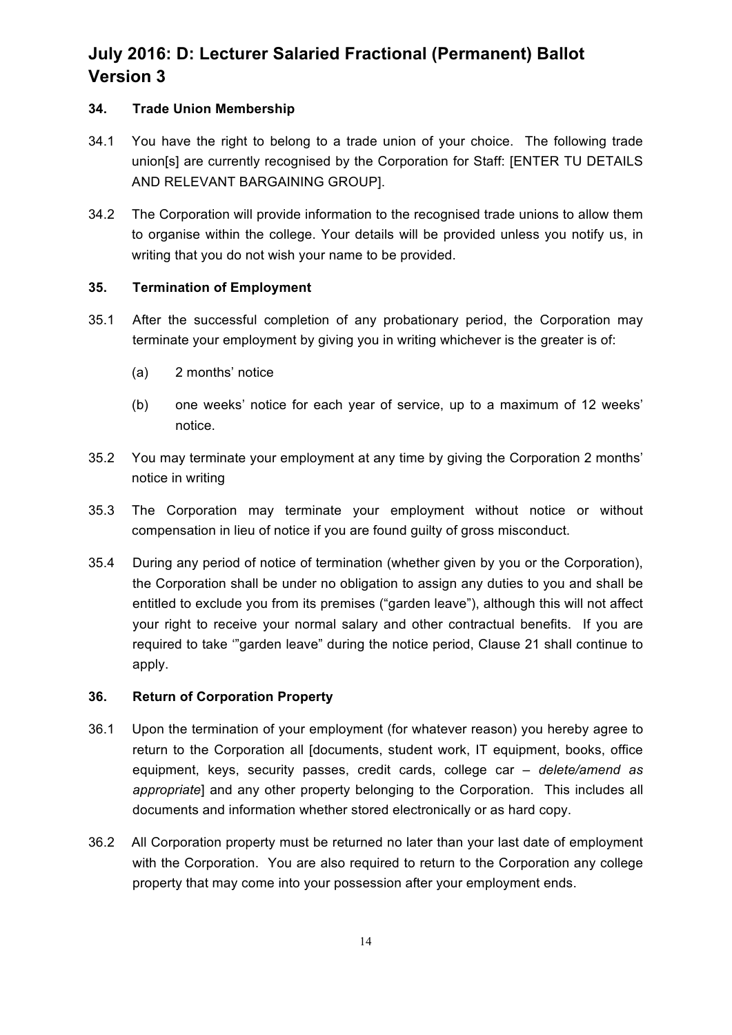# July 2016: D: Lecturer Salaried Fractional (Permanent) Ballot Version 3

### 34. Trade Union Membership

34.1 You have the right to belong to a trade union of your choice. The following trade union[s] are currently recognised by the Corporation for Staff: [ENTER TU DETAILS AND RELEVANT BARGAINING GROUP].

34.2 The Corporation will provide information to the recognised trade unions to allow them to organise within the college. Your details will be provided unless you notify us, in writing that you do not wish your name to be provided.

### 35. Termination of Employment

35.1 After the successful completion of any probationary period, the Corporation may terminate your employment by giving you in writing whichever is the greater is of:

(a) 2 months' notice

(b) one weeks' notice for each year of service, up to a maximum of 12 weeks' notice.

35.2 You may terminate your employment at any time by giving the Corporation 2 months' notice in writing

35.3 The Corporation may terminate your employment without notice or without compensation in lieu of notice if you are found guilty of gross misconduct.

35.4 During any period of notice of termination (whether given by you or the Corporation), the Corporation shall be under no obligation to assign any duties to you and shall be entitled to exclude you from its premises ("garden leave"), although this will not affect your right to receive your normal salary and other contractual benefits. If you are required to take '"garden leave" during the notice period, Clause 21 shall continue to apply.

### 36. Return of Corporation Property

36.1 Upon the termination of your employment (for whatever reason) you hereby agree to return to the Corporation all [documents, student work, IT equipment, books, office equipment, keys, security passes, credit cards, college car – *delete/amend as appropriate*] and any other property belonging to the Corporation. This includes all documents and information whether stored electronically or as hard copy.

36.2 All Corporation property must be returned no later than your last date of employment with the Corporation. You are also required to return to the Corporation any college property that may come into your possession after your employment ends.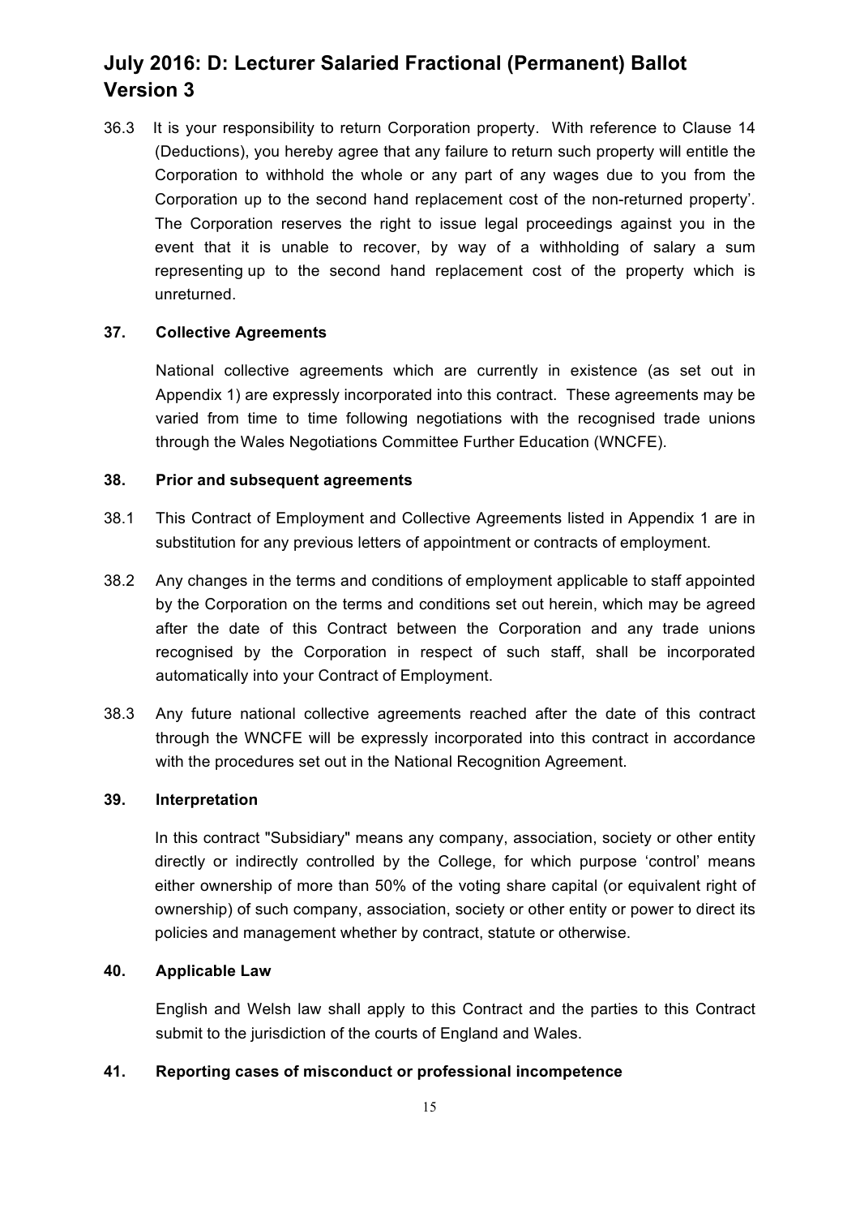36.3 It is your responsibility to return Corporation property. With reference to Clause 14 (Deductions), you hereby agree that any failure to return such property will entitle the Corporation to withhold the whole or any part of any wages due to you from the Corporation up to the second hand replacement cost of the non-returned property'. The Corporation reserves the right to issue legal proceedings against you in the event that it is unable to recover, by way of a withholding of salary a sum representing up to the second hand replacement cost of the property which is unreturned.

**37. Collective Agreements**

National collective agreements which are currently in existence (as set out in Appendix 1) are expressly incorporated into this contract. These agreements may be varied from time to time following negotiations with the recognised trade unions through the Wales Negotiations Committee Further Education (WNCFE).

**38. Prior and subsequent agreements**

38.1 This Contract of Employment and Collective Agreements listed in Appendix 1 are in substitution for any previous letters of appointment or contracts of employment.

38.2 Any changes in the terms and conditions of employment applicable to staff appointed by the Corporation on the terms and conditions set out herein, which may be agreed after the date of this Contract between the Corporation and any trade unions recognised by the Corporation in respect of such staff, shall be incorporated automatically into your Contract of Employment.

38.3 Any future national collective agreements reached after the date of this contract through the WNCFE will be expressly incorporated into this contract in accordance with the procedures set out in the National Recognition Agreement.

**39. Interpretation**

In this contract "Subsidiary" means any company, association, society or other entity directly or indirectly controlled by the College, for which purpose 'control' means either ownership of more than 50% of the voting share capital (or equivalent right of ownership) of such company, association, society or other entity or power to direct its policies and management whether by contract, statute or otherwise.

**40. Applicable Law**

English and Welsh law shall apply to this Contract and the parties to this Contract submit to the jurisdiction of the courts of England and Wales.

**41. Reporting cases of misconduct or professional incompetence**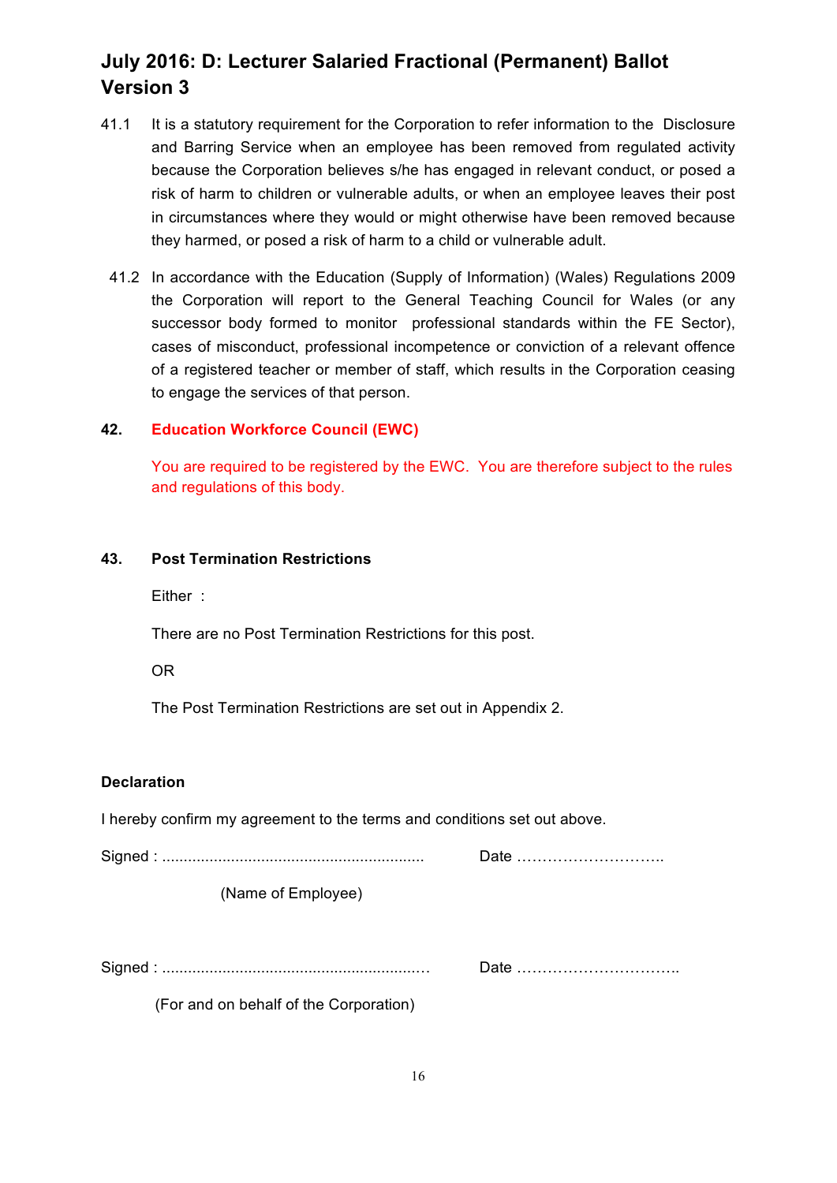# July 2016: D: Lecturer Salaried Fractional (Permanent) Ballot Version 3

41.1 It is a statutory requirement for the Corporation to refer information to the Disclosure and Barring Service when an employee has been removed from regulated activity because the Corporation believes s/he has engaged in relevant conduct, or posed a risk of harm to children or vulnerable adults, or when an employee leaves their post in circumstances where they would or might otherwise have been removed because they harmed, or posed a risk of harm to a child or vulnerable adult.

41.2 In accordance with the Education (Supply of Information) (Wales) Regulations 2009 the Corporation will report to the General Teaching Council for Wales (or any successor body formed to monitor professional standards within the FE Sector), cases of misconduct, professional incompetence or conviction of a relevant offence of a registered teacher or member of staff, which results in the Corporation ceasing to engage the services of that person.

**42. Education Workforce Council (EWC)**

You are required to be registered by the EWC. You are therefore subject to the rules and regulations of this body.

**43. Post Termination Restrictions**

Either :

There are no Post Termination Restrictions for this post.

OR

The Post Termination Restrictions are set out in Appendix 2.

**Declaration**

I hereby confirm my agreement to the terms and conditions set out above.

Signed : ............................................................ Date ………………………..

(Name of Employee)

Signed : ............................................................ Date …………………………..

(For and on behalf of the Corporation)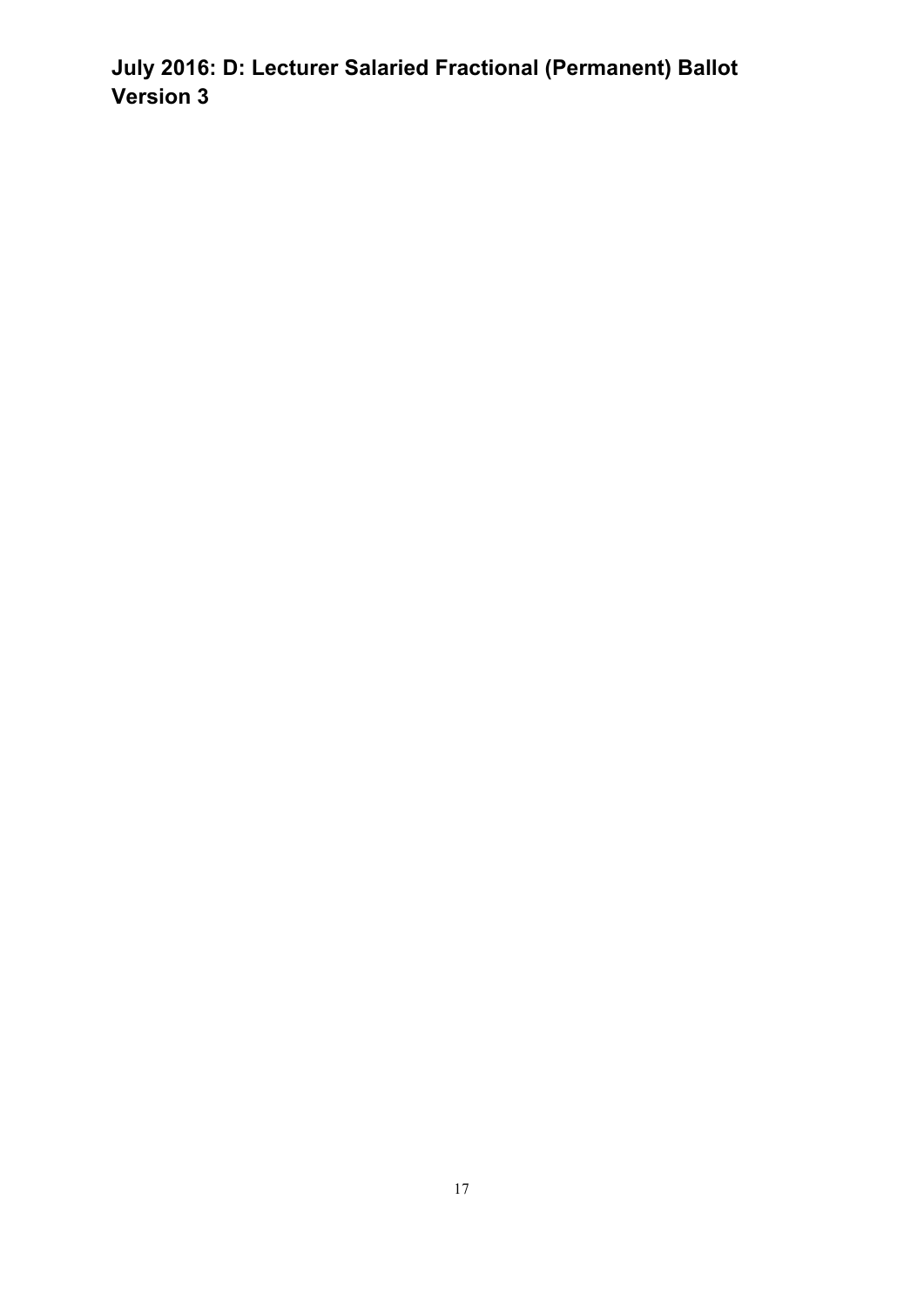## July 2016: D: Lecturer Salaried Fractional (Permanent) Ballot Version 3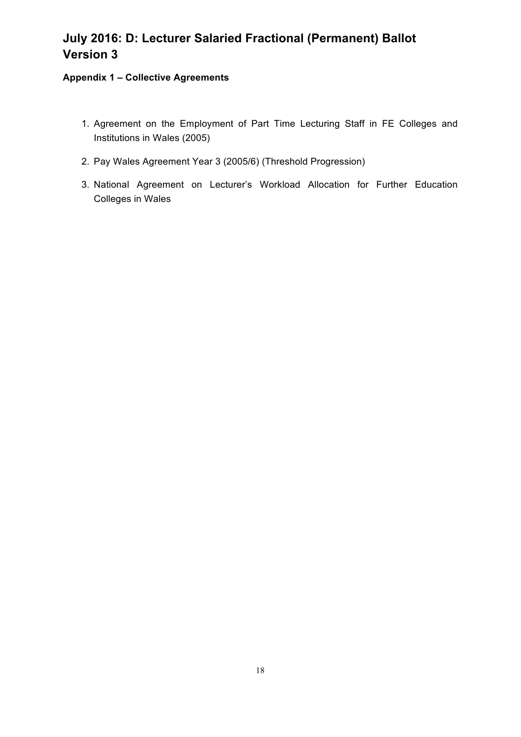# July 2016: D: Lecturer Salaried Fractional (Permanent) Ballot Version 3

### Appendix 1 – Collective Agreements

1. Agreement on the Employment of Part Time Lecturing Staff in FE Colleges and Institutions in Wales (2005)
2. Pay Wales Agreement Year 3 (2005/6) (Threshold Progression)
3. National Agreement on Lecturer's Workload Allocation for Further Education Colleges in Wales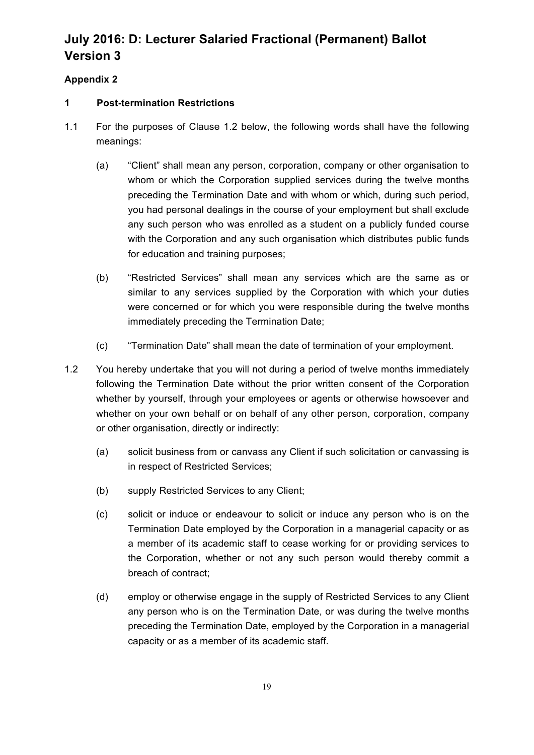# July 2016: D: Lecturer Salaried Fractional (Permanent) Ballot Version 3

## Appendix 2

### 1 Post-termination Restrictions

1.1 For the purposes of Clause 1.2 below, the following words shall have the following meanings:

(a) "Client" shall mean any person, corporation, company or other organisation to whom or which the Corporation supplied services during the twelve months preceding the Termination Date and with whom or which, during such period, you had personal dealings in the course of your employment but shall exclude any such person who was enrolled as a student on a publicly funded course with the Corporation and any such organisation which distributes public funds for education and training purposes;

(b) "Restricted Services" shall mean any services which are the same as or similar to any services supplied by the Corporation with which your duties were concerned or for which you were responsible during the twelve months immediately preceding the Termination Date;

(c) "Termination Date" shall mean the date of termination of your employment.

1.2 You hereby undertake that you will not during a period of twelve months immediately following the Termination Date without the prior written consent of the Corporation whether by yourself, through your employees or agents or otherwise howsoever and whether on your own behalf or on behalf of any other person, corporation, company or other organisation, directly or indirectly:

(a) solicit business from or canvass any Client if such solicitation or canvassing is in respect of Restricted Services;

(b) supply Restricted Services to any Client;

(c) solicit or induce or endeavour to solicit or induce any person who is on the Termination Date employed by the Corporation in a managerial capacity or as a member of its academic staff to cease working for or providing services to the Corporation, whether or not any such person would thereby commit a breach of contract;

(d) employ or otherwise engage in the supply of Restricted Services to any Client any person who is on the Termination Date, or was during the twelve months preceding the Termination Date, employed by the Corporation in a managerial capacity or as a member of its academic staff.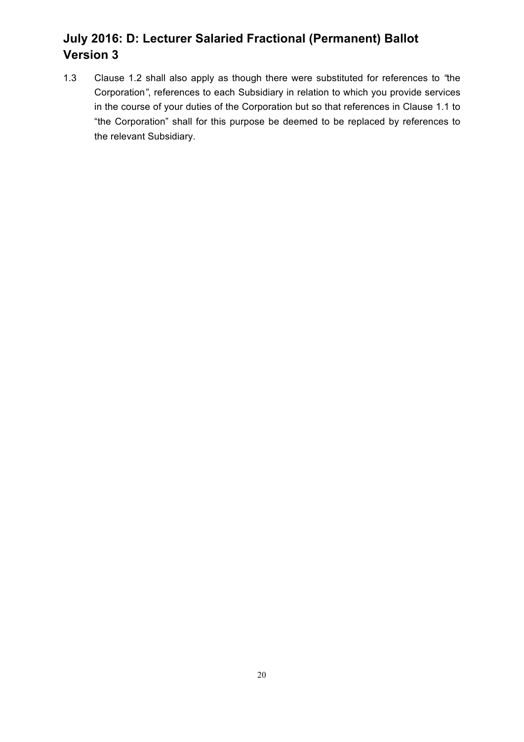## July 2016: D: Lecturer Salaried Fractional (Permanent) Ballot Version 3

1.3 Clause 1.2 shall also apply as though there were substituted for references to "the Corporation", references to each Subsidiary in relation to which you provide services in the course of your duties of the Corporation but so that references in Clause 1.1 to "the Corporation" shall for this purpose be deemed to be replaced by references to the relevant Subsidiary.